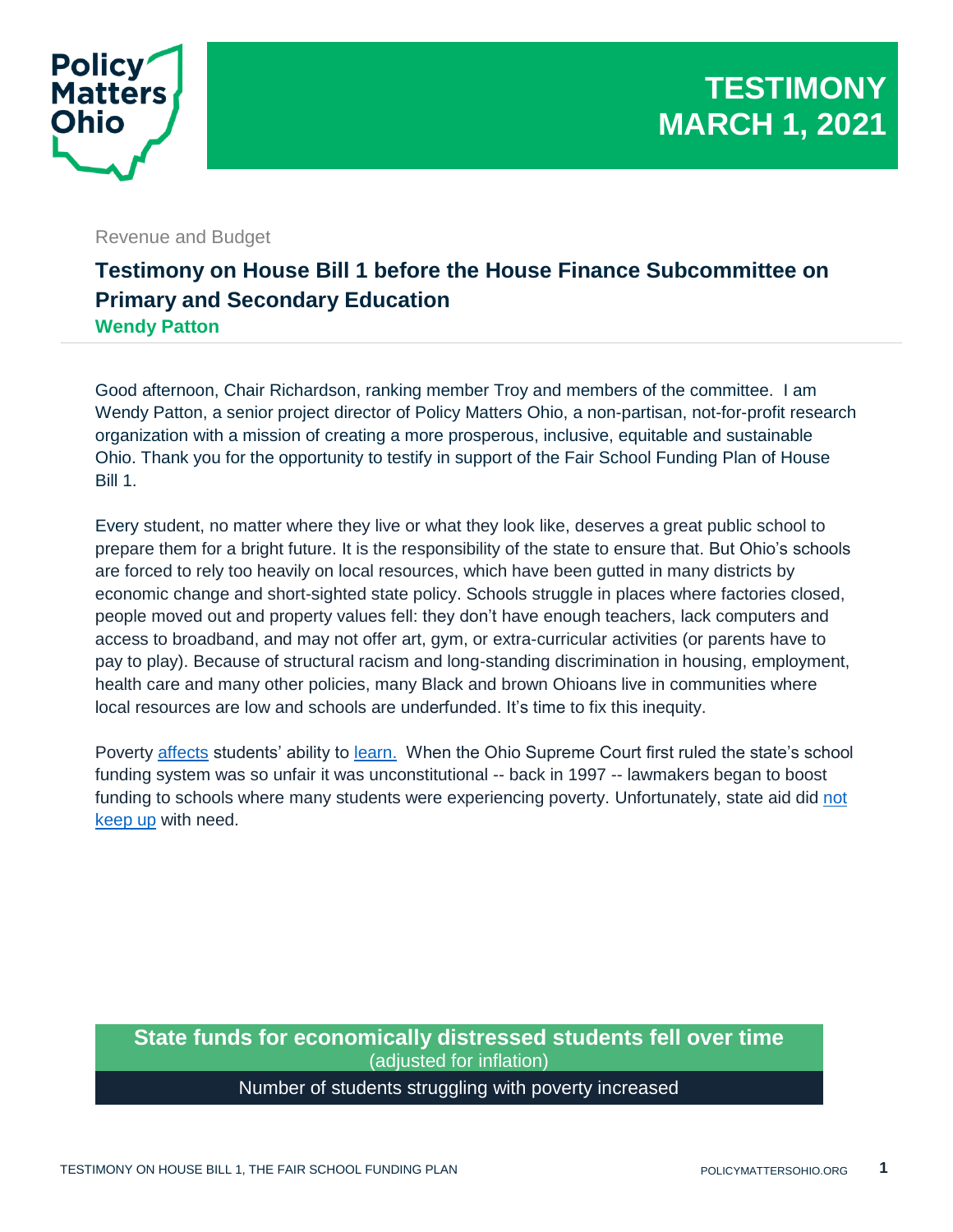Policy Matters Ohio

**TESTIMONY**
**MARCH 1, 2021**

Revenue and Budget

## Testimony on House Bill 1 before the House Finance Subcommittee on Primary and Secondary Education

**Wendy Patton**

Good afternoon, Chair Richardson, ranking member Troy and members of the committee. I am Wendy Patton, a senior project director of Policy Matters Ohio, a non-partisan, not-for-profit research organization with a mission of creating a more prosperous, inclusive, equitable and sustainable Ohio. Thank you for the opportunity to testify in support of the Fair School Funding Plan of House Bill 1.

Every student, no matter where they live or what they look like, deserves a great public school to prepare them for a bright future. It is the responsibility of the state to ensure that. But Ohio's schools are forced to rely too heavily on local resources, which have been gutted in many districts by economic change and short-sighted state policy. Schools struggle in places where factories closed, people moved out and property values fell: they don't have enough teachers, lack computers and access to broadband, and may not offer art, gym, or extra-curricular activities (or parents have to pay to play). Because of structural racism and long-standing discrimination in housing, employment, health care and many other policies, many Black and brown Ohioans live in communities where local resources are low and schools are underfunded. It's time to fix this inequity.

Poverty affects students' ability to learn. When the Ohio Supreme Court first ruled the state's school funding system was so unfair it was unconstitutional -- back in 1997 -- lawmakers began to boost funding to schools where many students were experiencing poverty. Unfortunately, state aid did not keep up with need.

**State funds for economically distressed students fell over time**
(adjusted for inflation)

Number of students struggling with poverty increased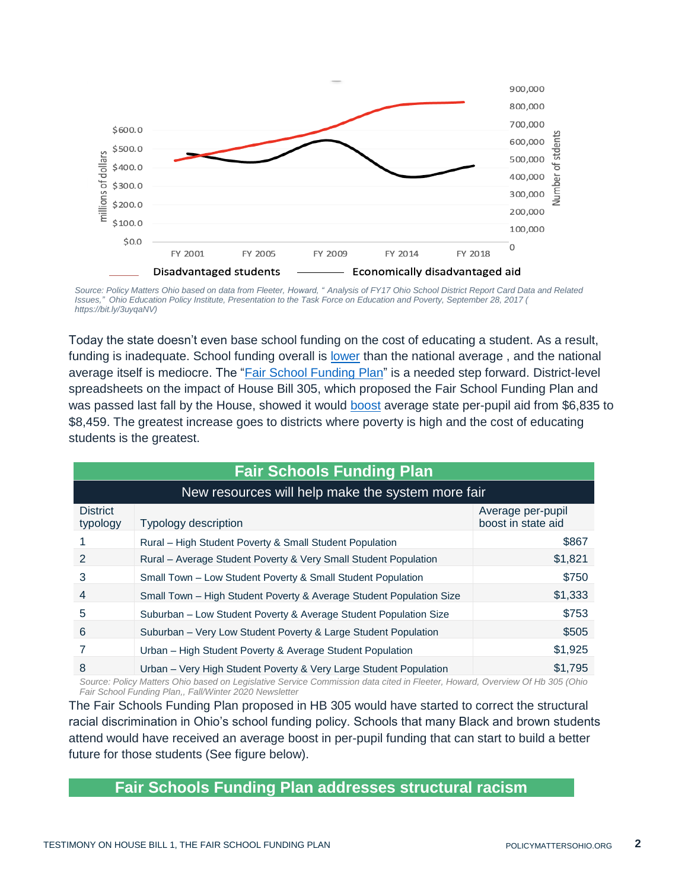Source: Policy Matters Ohio based on data from Fleeter, Howard, " Analysis of FY17 Ohio School District Report Card Data and Related Issues," Ohio Education Policy Institute, Presentation to the Task Force on Education and Poverty, September 28, 2017 ( https://bit.ly/3uyqaNV)

Today the state doesn't even base school funding on the cost of educating a student. As a result, funding is inadequate. School funding overall is lower than the national average , and the national average itself is mediocre. The "Fair School Funding Plan" is a needed step forward. District-level spreadsheets on the impact of House Bill 305, which proposed the Fair School Funding Plan and was passed last fall by the House, showed it would boost average state per-pupil aid from $6,835 to $8,459. The greatest increase goes to districts where poverty is high and the cost of educating students is the greatest.

**Fair Schools Funding Plan**

New resources will help make the system more fair

| District typology | Typology description | Average per-pupil boost in state aid |
|---|---|---|
| 1 | Rural – High Student Poverty & Small Student Population | $867 |
| 2 | Rural – Average Student Poverty & Very Small Student Population | $1,821 |
| 3 | Small Town – Low Student Poverty & Small Student Population | $750 |
| 4 | Small Town – High Student Poverty & Average Student Population Size | $1,333 |
| 5 | Suburban – Low Student Poverty & Average Student Population Size | $753 |
| 6 | Suburban – Very Low Student Poverty & Large Student Population | $505 |
| 7 | Urban – High Student Poverty & Average Student Population | $1,925 |
| 8 | Urban – Very High Student Poverty & Very Large Student Population | $1,795 |

Source: Policy Matters Ohio based on Legislative Service Commission data cited in Fleeter, Howard, Overview Of Hb 305 (Ohio Fair School Funding Plan,, Fall/Winter 2020 Newsletter

The Fair Schools Funding Plan proposed in HB 305 would have started to correct the structural racial discrimination in Ohio's school funding policy. Schools that many Black and brown students attend would have received an average boost in per-pupil funding that can start to build a better future for those students (See figure below).

**Fair Schools Funding Plan addresses structural racism**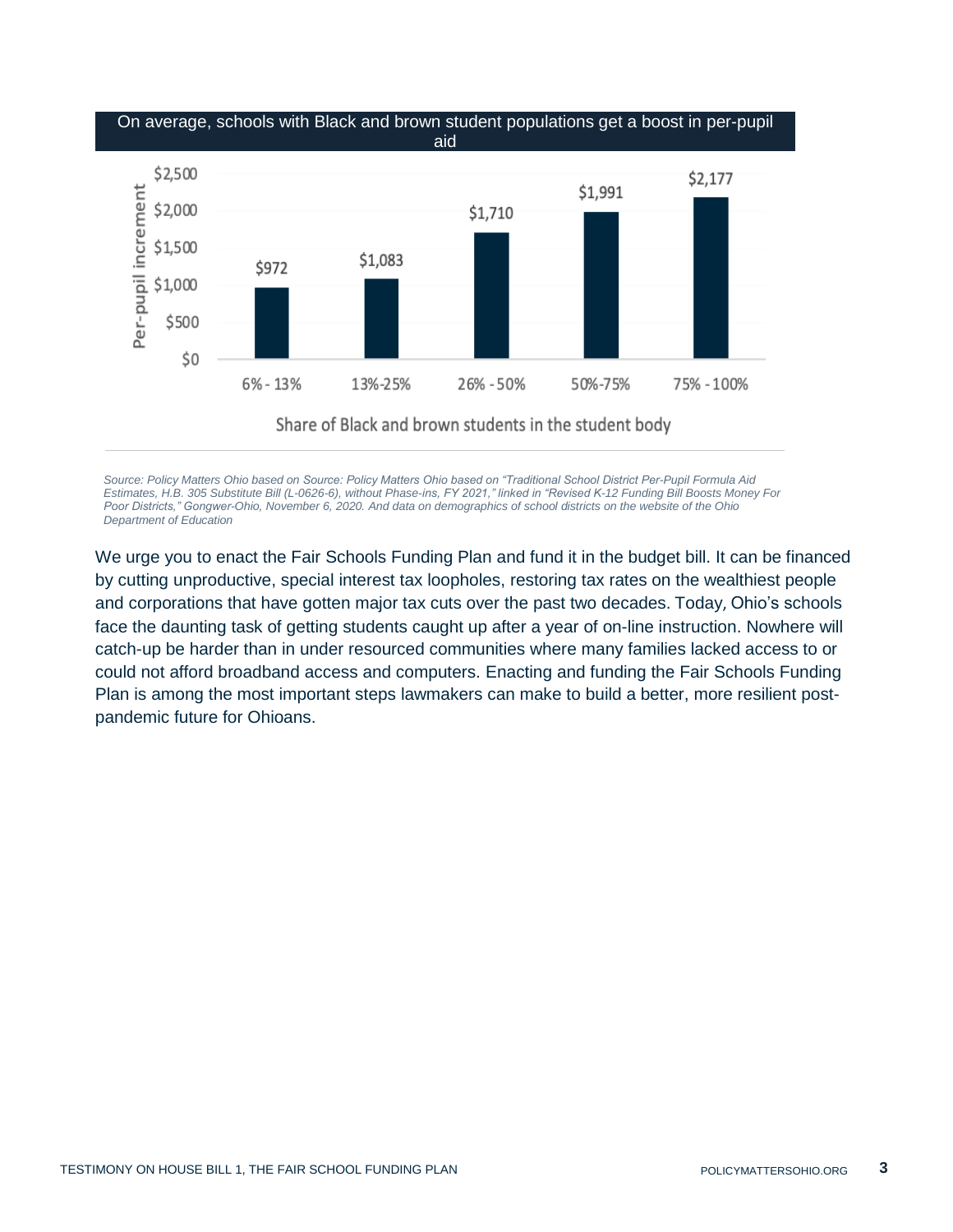On average, schools with Black and brown student populations get a boost in per-pupil aid

Per-pupil increment

$2,500
$2,000
$1,500
$1,000
$500
$0

$972
$1,083
$1,710
$1,991
$2,177

6% - 13%
13%-25%
26% - 50%
50%-75%
75% - 100%

Share of Black and brown students in the student body

*Source: Policy Matters Ohio based on Source: Policy Matters Ohio based on "Traditional School District Per-Pupil Formula Aid Estimates, H.B. 305 Substitute Bill (L-0626-6), without Phase-ins, FY 2021," linked in "Revised K-12 Funding Bill Boosts Money For Poor Districts," Gongwer-Ohio, November 6, 2020. And data on demographics of school districts on the website of the Ohio Department of Education*

We urge you to enact the Fair Schools Funding Plan and fund it in the budget bill. It can be financed by cutting unproductive, special interest tax loopholes, restoring tax rates on the wealthiest people and corporations that have gotten major tax cuts over the past two decades. Today, Ohio's schools face the daunting task of getting students caught up after a year of on-line instruction. Nowhere will catch-up be harder than in under resourced communities where many families lacked access to or could not afford broadband access and computers. Enacting and funding the Fair Schools Funding Plan is among the most important steps lawmakers can make to build a better, more resilient post-pandemic future for Ohioans.